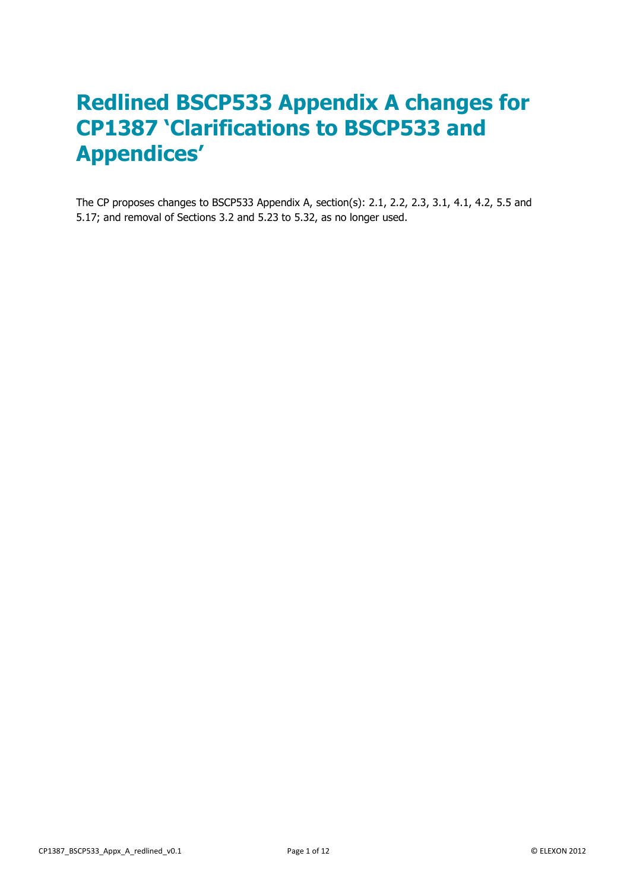# Redlined BSCP533 Appendix A changes for CP1387 'Clarifications to BSCP533 and Appendices'

The CP proposes changes to BSCP533 Appendix A, section(s): 2.1, 2.2, 2.3, 3.1, 4.1, 4.2, 5.5 and 5.17; and removal of Sections 3.2 and 5.23 to 5.32, as no longer used.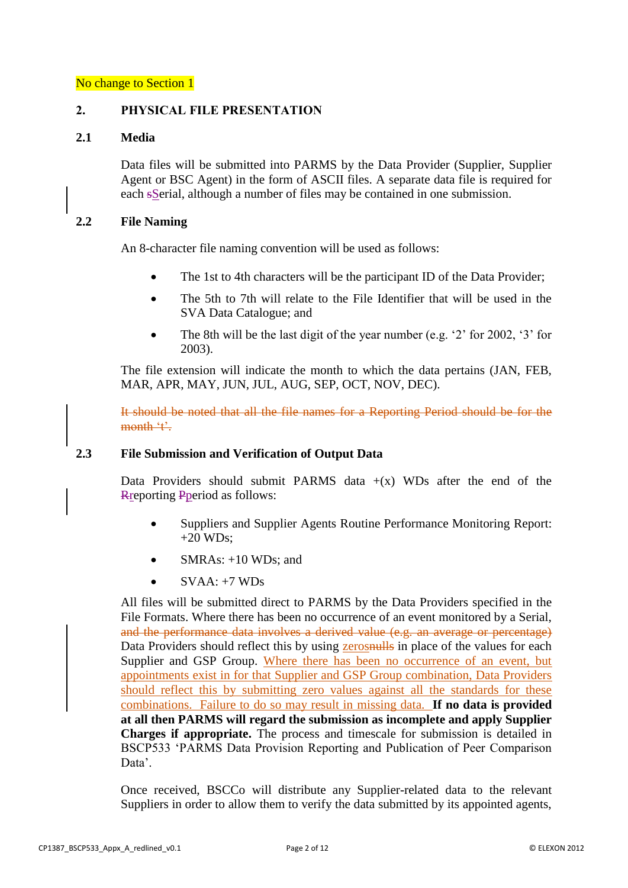No change to Section 1

## 2. PHYSICAL FILE PRESENTATION

### 2.1 Media

Data files will be submitted into PARMS by the Data Provider (Supplier, Supplier Agent or BSC Agent) in the form of ASCII files. A separate data file is required for each ~~s~~Serial, although a number of files may be contained in one submission.

### 2.2 File Naming

An 8-character file naming convention will be used as follows:

- The 1st to 4th characters will be the participant ID of the Data Provider;
- The 5th to 7th will relate to the File Identifier that will be used in the SVA Data Catalogue; and
- The 8th will be the last digit of the year number (e.g. '2' for 2002, '3' for 2003).

The file extension will indicate the month to which the data pertains (JAN, FEB, MAR, APR, MAY, JUN, JUL, AUG, SEP, OCT, NOV, DEC).

~~It should be noted that all the file names for a Reporting Period should be for the month 't'.~~

### 2.3 File Submission and Verification of Output Data

Data Providers should submit PARMS data +(x) WDs after the end of the ~~R~~reporting ~~P~~period as follows:

- Suppliers and Supplier Agents Routine Performance Monitoring Report: +20 WDs;
- SMRAs: +10 WDs; and
- SVAA: +7 WDs

All files will be submitted direct to PARMS by the Data Providers specified in the File Formats. Where there has been no occurrence of an event monitored by a Serial, ~~and the performance data involves a derived value (e.g. an average or percentage)~~ Data Providers should reflect this by using zeros~~nulls~~ in place of the values for each Supplier and GSP Group. Where there has been no occurrence of an event, but appointments exist in for that Supplier and GSP Group combination, Data Providers should reflect this by submitting zero values against all the standards for these combinations. Failure to do so may result in missing data. **If no data is provided at all then PARMS will regard the submission as incomplete and apply Supplier Charges if appropriate.** The process and timescale for submission is detailed in BSCP533 'PARMS Data Provision Reporting and Publication of Peer Comparison Data'.

Once received, BSCCo will distribute any Supplier-related data to the relevant Suppliers in order to allow them to verify the data submitted by its appointed agents,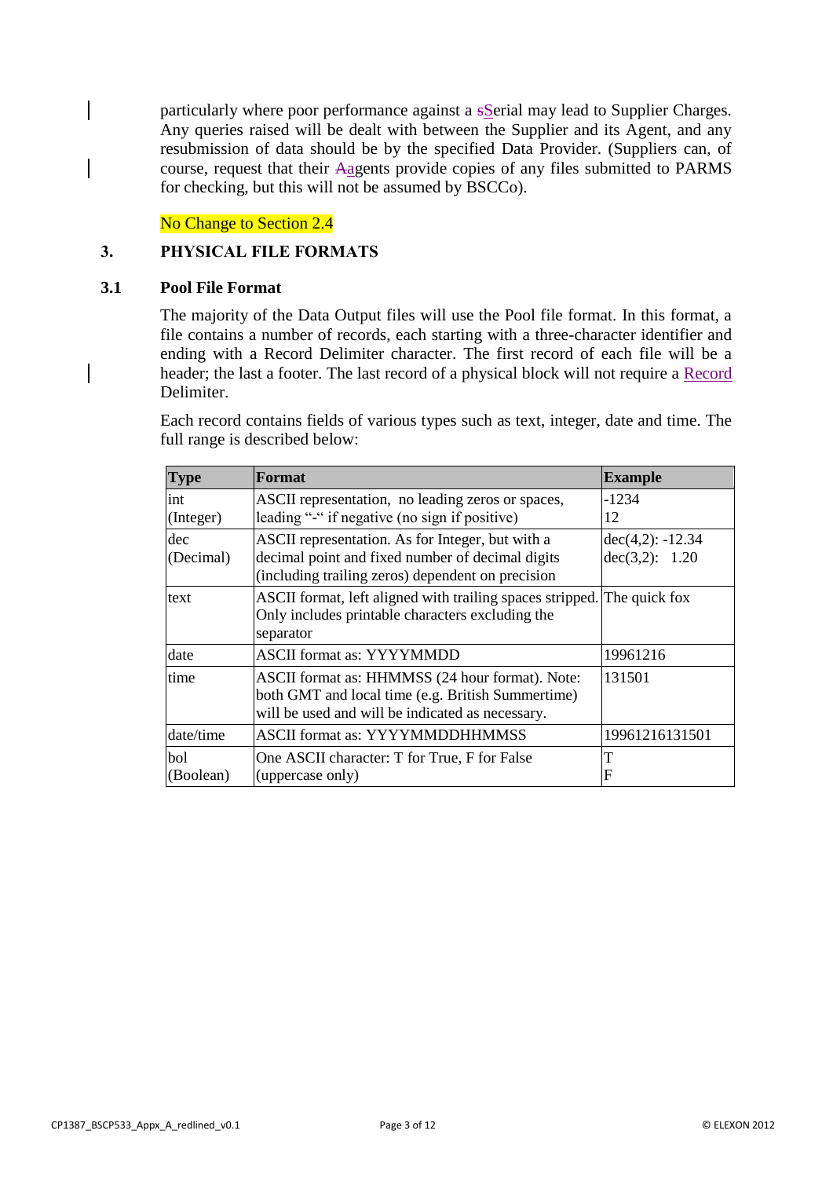particularly where poor performance against a ~~s~~Serial may lead to Supplier Charges. Any queries raised will be dealt with between the Supplier and its Agent, and any resubmission of data should be by the specified Data Provider. (Suppliers can, of course, request that their ~~A~~agents provide copies of any files submitted to PARMS for checking, but this will not be assumed by BSCCo).

No Change to Section 2.4

## 3. PHYSICAL FILE FORMATS

### 3.1 Pool File Format

The majority of the Data Output files will use the Pool file format. In this format, a file contains a number of records, each starting with a three-character identifier and ending with a Record Delimiter character. The first record of each file will be a header; the last a footer. The last record of a physical block will not require a Record Delimiter.

Each record contains fields of various types such as text, integer, date and time. The full range is described below:

| Type | Format | Example |
|---|---|---|
| int (Integer) | ASCII representation, no leading zeros or spaces, leading "-" if negative (no sign if positive) | -1234<br>12 |
| dec (Decimal) | ASCII representation. As for Integer, but with a decimal point and fixed number of decimal digits (including trailing zeros) dependent on precision | dec(4,2): -12.34<br>dec(3,2): 1.20 |
| text | ASCII format, left aligned with trailing spaces stripped. Only includes printable characters excluding the separator | The quick fox |
| date | ASCII format as: YYYYMMDD | 19961216 |
| time | ASCII format as: HHMMSS (24 hour format). Note: both GMT and local time (e.g. British Summertime) will be used and will be indicated as necessary. | 131501 |
| date/time | ASCII format as: YYYYMMDDHHMMSS | 19961216131501 |
| bol (Boolean) | One ASCII character: T for True, F for False (uppercase only) | T<br>F |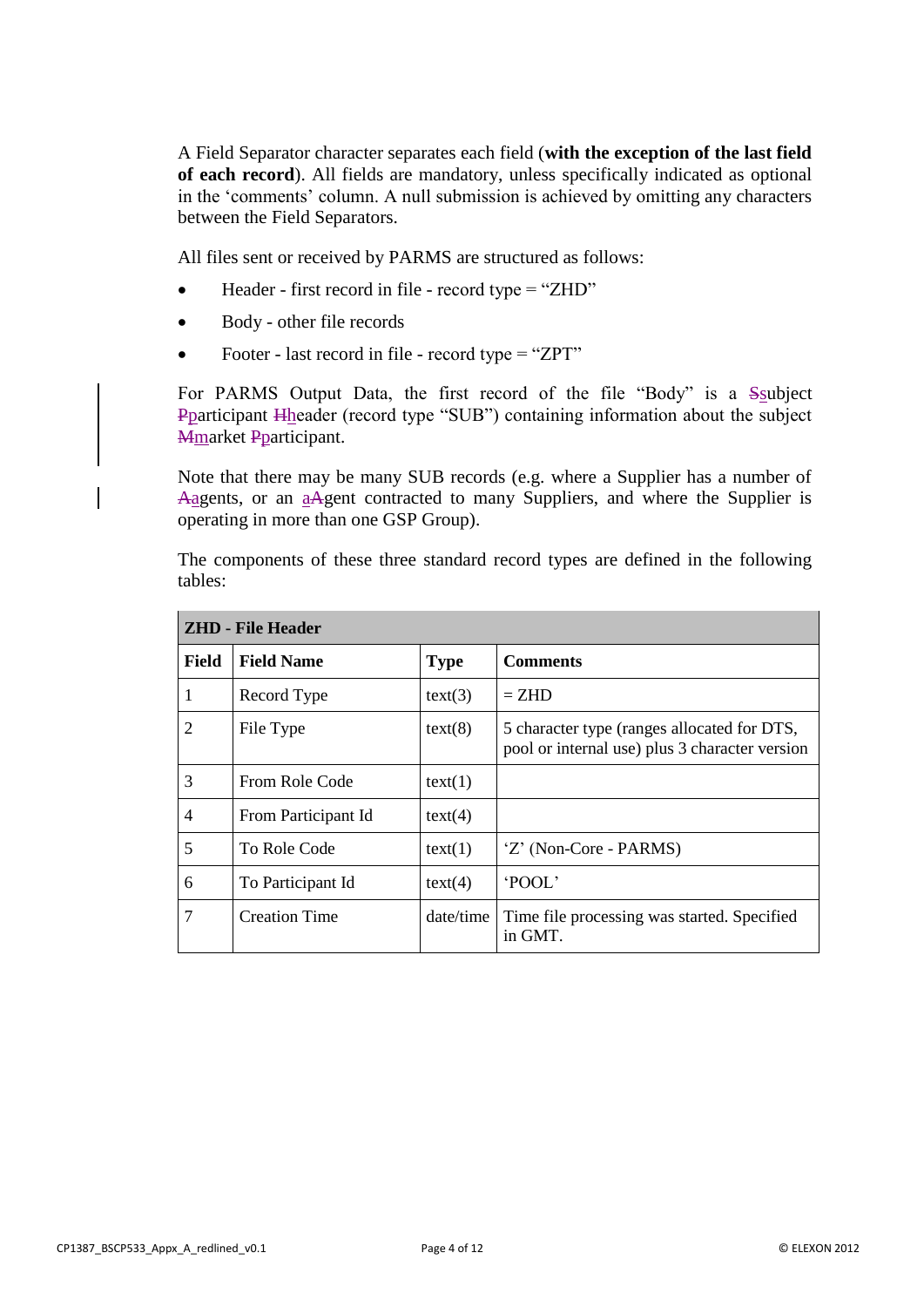A Field Separator character separates each field (**with the exception of the last field of each record**). All fields are mandatory, unless specifically indicated as optional in the 'comments' column. A null submission is achieved by omitting any characters between the Field Separators.

All files sent or received by PARMS are structured as follows:

- Header - first record in file - record type = "ZHD"
- Body - other file records
- Footer - last record in file - record type = "ZPT"

For PARMS Output Data, the first record of the file "Body" is a ~~S~~subject ~~P~~participant ~~H~~header (record type "SUB") containing information about the subject ~~M~~market ~~P~~participant.

Note that there may be many SUB records (e.g. where a Supplier has a number of ~~A~~agents, or an a~~A~~gent contracted to many Suppliers, and where the Supplier is operating in more than one GSP Group).

The components of these three standard record types are defined in the following tables:

| **ZHD - File Header** | | | |
|---|---|---|---|
| **Field** | **Field Name** | **Type** | **Comments** |
| 1 | Record Type | text(3) | = ZHD |
| 2 | File Type | text(8) | 5 character type (ranges allocated for DTS, pool or internal use) plus 3 character version |
| 3 | From Role Code | text(1) | |
| 4 | From Participant Id | text(4) | |
| 5 | To Role Code | text(1) | 'Z' (Non-Core - PARMS) |
| 6 | To Participant Id | text(4) | 'POOL' |
| 7 | Creation Time | date/time | Time file processing was started. Specified in GMT. |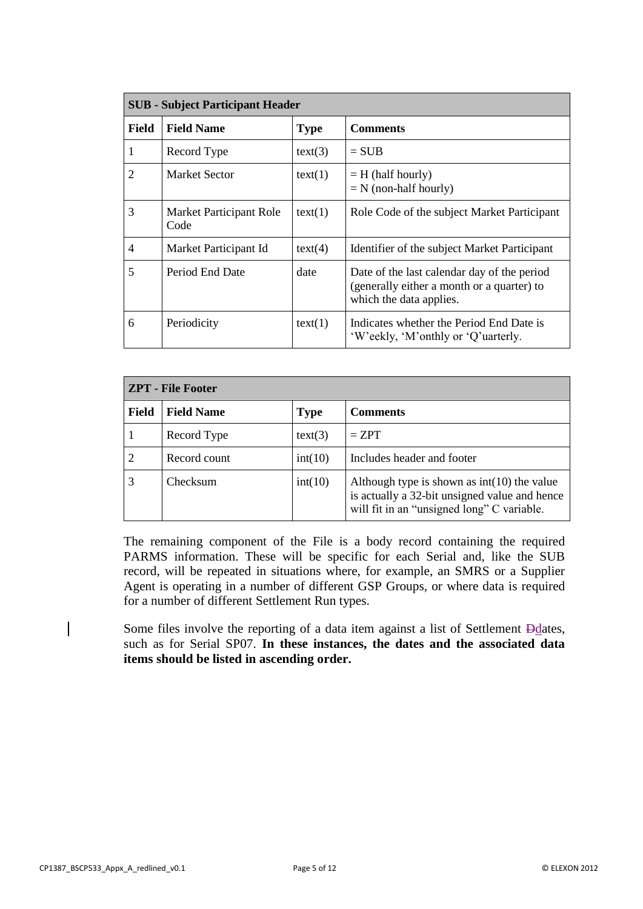| SUB - Subject Participant Header | | | |
|---|---|---|---|
| **Field** | **Field Name** | **Type** | **Comments** |
| 1 | Record Type | text(3) | = SUB |
| 2 | Market Sector | text(1) | = H (half hourly)<br>= N (non-half hourly) |
| 3 | Market Participant Role Code | text(1) | Role Code of the subject Market Participant |
| 4 | Market Participant Id | text(4) | Identifier of the subject Market Participant |
| 5 | Period End Date | date | Date of the last calendar day of the period (generally either a month or a quarter) to which the data applies. |
| 6 | Periodicity | text(1) | Indicates whether the Period End Date is 'W'eekly, 'M'onthly or 'Q'uarterly. |

| ZPT - File Footer | | | |
|---|---|---|---|
| **Field** | **Field Name** | **Type** | **Comments** |
| 1 | Record Type | text(3) | = ZPT |
| 2 | Record count | int(10) | Includes header and footer |
| 3 | Checksum | int(10) | Although type is shown as int(10) the value is actually a 32-bit unsigned value and hence will fit in an "unsigned long" C variable. |

The remaining component of the File is a body record containing the required PARMS information. These will be specific for each Serial and, like the SUB record, will be repeated in situations where, for example, an SMRS or a Supplier Agent is operating in a number of different GSP Groups, or where data is required for a number of different Settlement Run types.

Some files involve the reporting of a data item against a list of Settlement ~~D~~dates, such as for Serial SP07. **In these instances, the dates and the associated data items should be listed in ascending order.**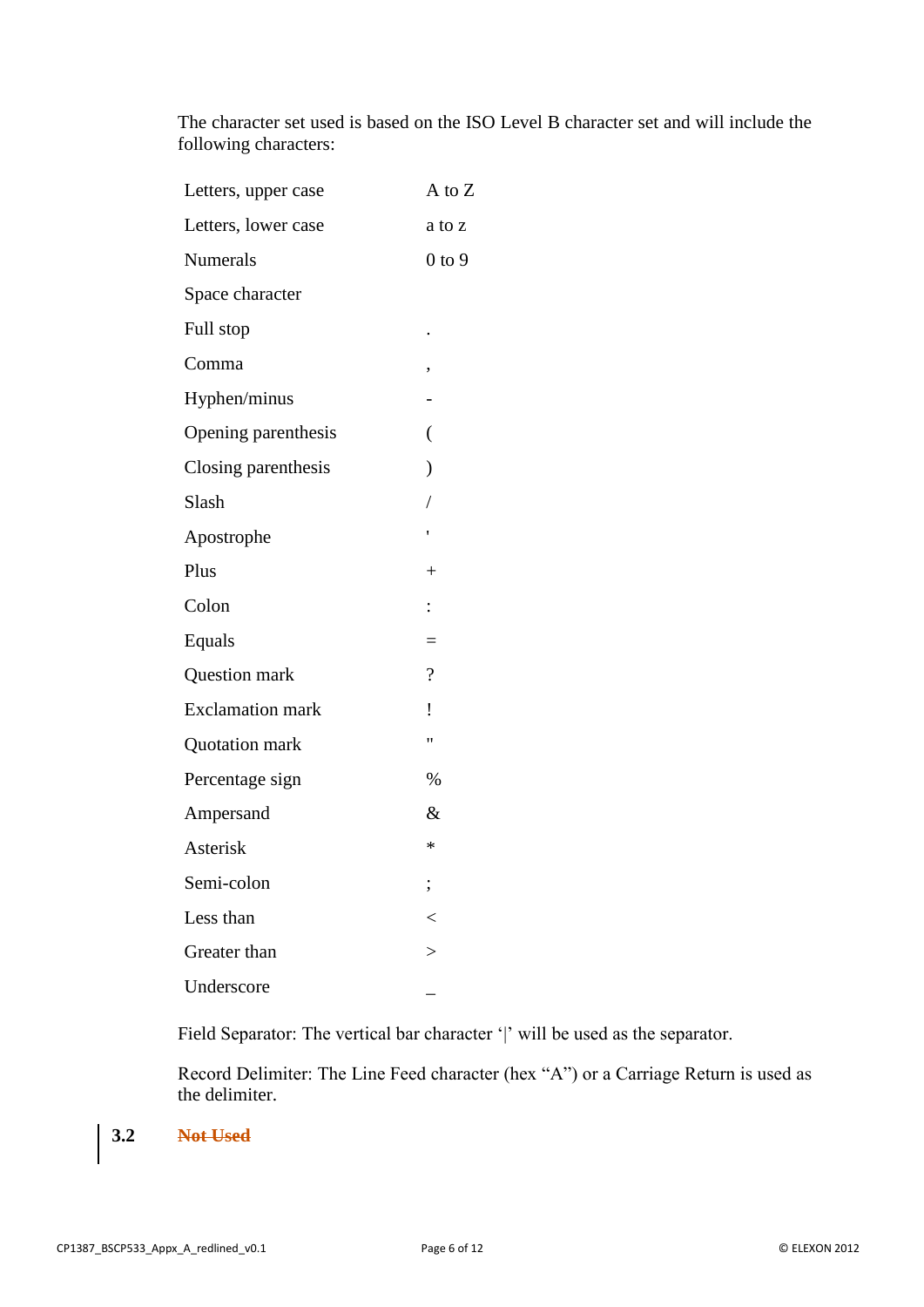The character set used is based on the ISO Level B character set and will include the following characters:

| | |
|---|---|
| Letters, upper case | A to Z |
| Letters, lower case | a to z |
| Numerals | 0 to 9 |
| Space character | |
| Full stop | . |
| Comma | , |
| Hyphen/minus | - |
| Opening parenthesis | ( |
| Closing parenthesis | ) |
| Slash | / |
| Apostrophe | ' |
| Plus | + |
| Colon | : |
| Equals | = |
| Question mark | ? |
| Exclamation mark | ! |
| Quotation mark | " |
| Percentage sign | % |
| Ampersand | & |
| Asterisk | * |
| Semi-colon | ; |
| Less than | < |
| Greater than | > |
| Underscore | _ |

Field Separator: The vertical bar character '|' will be used as the separator.

Record Delimiter: The Line Feed character (hex "A") or a Carriage Return is used as the delimiter.

### 3.2 ~~Not Used~~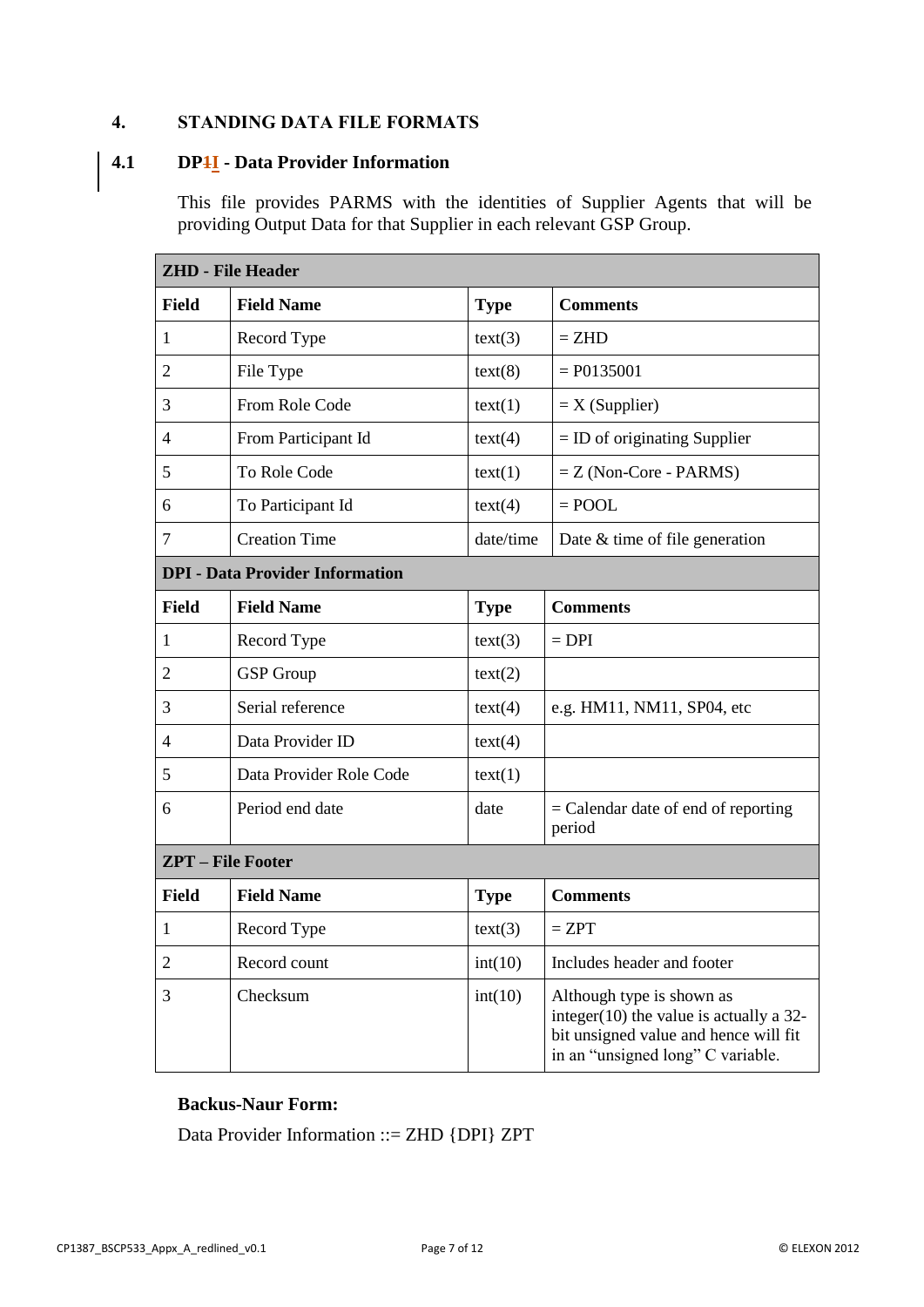# 4. STANDING DATA FILE FORMATS

## 4.1 DP~~1~~I - Data Provider Information

This file provides PARMS with the identities of Supplier Agents that will be providing Output Data for that Supplier in each relevant GSP Group.

| **ZHD - File Header** | | | |
|---|---|---|---|
| **Field** | **Field Name** | **Type** | **Comments** |
| 1 | Record Type | text(3) | = ZHD |
| 2 | File Type | text(8) | = P0135001 |
| 3 | From Role Code | text(1) | = X (Supplier) |
| 4 | From Participant Id | text(4) | = ID of originating Supplier |
| 5 | To Role Code | text(1) | = Z (Non-Core - PARMS) |
| 6 | To Participant Id | text(4) | = POOL |
| 7 | Creation Time | date/time | Date & time of file generation |
| **DPI - Data Provider Information** | | | |
| **Field** | **Field Name** | **Type** | **Comments** |
| 1 | Record Type | text(3) | = DPI |
| 2 | GSP Group | text(2) | |
| 3 | Serial reference | text(4) | e.g. HM11, NM11, SP04, etc |
| 4 | Data Provider ID | text(4) | |
| 5 | Data Provider Role Code | text(1) | |
| 6 | Period end date | date | = Calendar date of end of reporting period |
| **ZPT – File Footer** | | | |
| **Field** | **Field Name** | **Type** | **Comments** |
| 1 | Record Type | text(3) | = ZPT |
| 2 | Record count | int(10) | Includes header and footer |
| 3 | Checksum | int(10) | Although type is shown as integer(10) the value is actually a 32-bit unsigned value and hence will fit in an "unsigned long" C variable. |

**Backus-Naur Form:**

Data Provider Information ::= ZHD {DPI} ZPT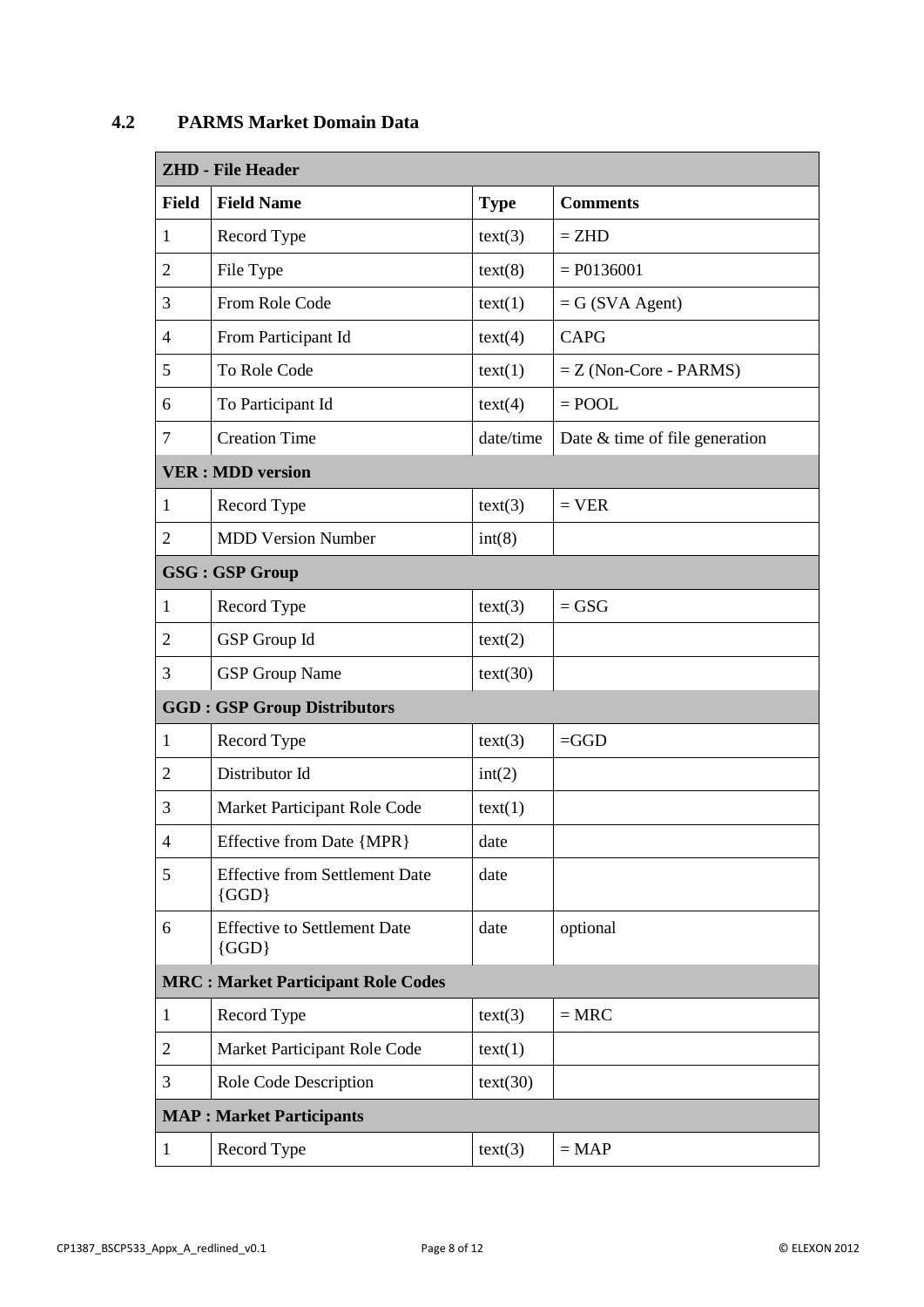### 4.2 PARMS Market Domain Data

| **ZHD - File Header** | | | |
|---|---|---|---|
| **Field** | **Field Name** | **Type** | **Comments** |
| 1 | Record Type | text(3) | = ZHD |
| 2 | File Type | text(8) | = P0136001 |
| 3 | From Role Code | text(1) | = G (SVA Agent) |
| 4 | From Participant Id | text(4) | CAPG |
| 5 | To Role Code | text(1) | = Z (Non-Core - PARMS) |
| 6 | To Participant Id | text(4) | = POOL |
| 7 | Creation Time | date/time | Date & time of file generation |
| **VER : MDD version** | | | |
| 1 | Record Type | text(3) | = VER |
| 2 | MDD Version Number | int(8) | |
| **GSG : GSP Group** | | | |
| 1 | Record Type | text(3) | = GSG |
| 2 | GSP Group Id | text(2) | |
| 3 | GSP Group Name | text(30) | |
| **GGD : GSP Group Distributors** | | | |
| 1 | Record Type | text(3) | =GGD |
| 2 | Distributor Id | int(2) | |
| 3 | Market Participant Role Code | text(1) | |
| 4 | Effective from Date {MPR} | date | |
| 5 | Effective from Settlement Date {GGD} | date | |
| 6 | Effective to Settlement Date {GGD} | date | optional |
| **MRC : Market Participant Role Codes** | | | |
| 1 | Record Type | text(3) | = MRC |
| 2 | Market Participant Role Code | text(1) | |
| 3 | Role Code Description | text(30) | |
| **MAP : Market Participants** | | | |
| 1 | Record Type | text(3) | = MAP |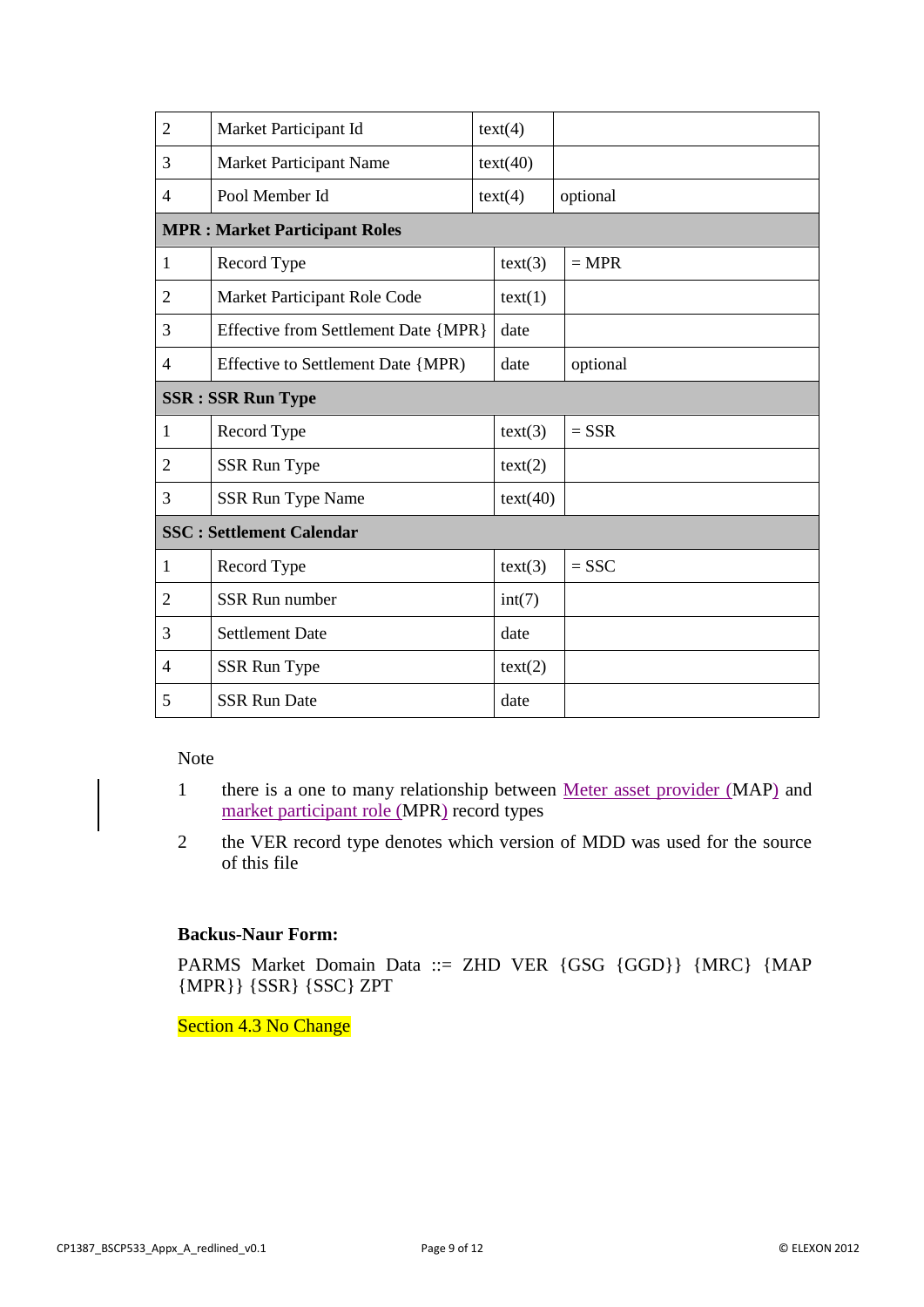| | | | |
|---|---|---|---|
| 2 | Market Participant Id | text(4) | |
| 3 | Market Participant Name | text(40) | |
| 4 | Pool Member Id | text(4) | optional |
| **MPR : Market Participant Roles** | | | |
| 1 | Record Type | text(3) | = MPR |
| 2 | Market Participant Role Code | text(1) | |
| 3 | Effective from Settlement Date {MPR} | date | |
| 4 | Effective to Settlement Date {MPR} | date | optional |
| **SSR : SSR Run Type** | | | |
| 1 | Record Type | text(3) | = SSR |
| 2 | SSR Run Type | text(2) | |
| 3 | SSR Run Type Name | text(40) | |
| **SSC : Settlement Calendar** | | | |
| 1 | Record Type | text(3) | = SSC |
| 2 | SSR Run number | int(7) | |
| 3 | Settlement Date | date | |
| 4 | SSR Run Type | text(2) | |
| 5 | SSR Run Date | date | |

Note

1. there is a one to many relationship between Meter asset provider (MAP) and market participant role (MPR) record types
2. the VER record type denotes which version of MDD was used for the source of this file

**Backus-Naur Form:**

PARMS Market Domain Data ::= ZHD VER {GSG {GGD}} {MRC} {MAP {MPR}} {SSR} {SSC} ZPT

Section 4.3 No Change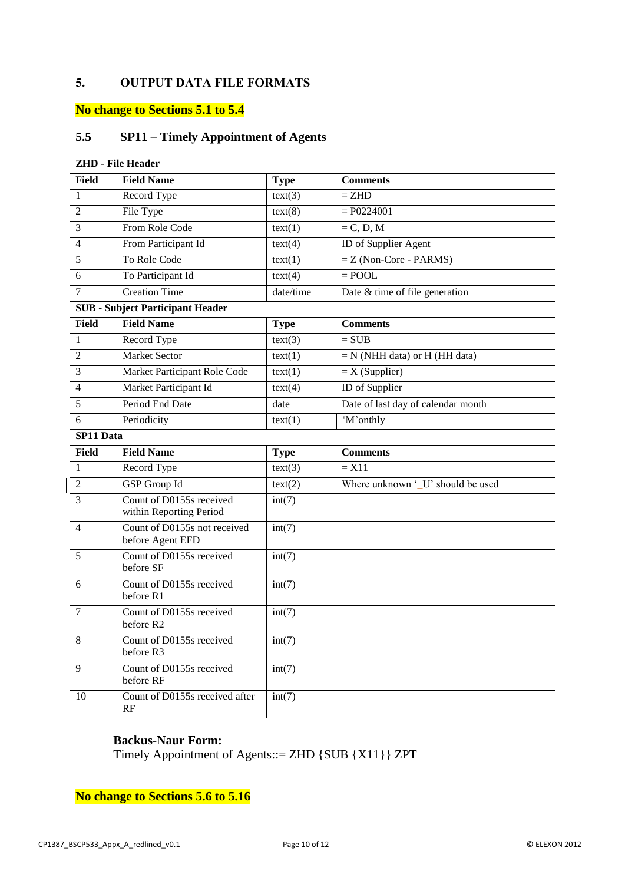## 5. OUTPUT DATA FILE FORMATS

**No change to Sections 5.1 to 5.4**

### 5.5 SP11 – Timely Appointment of Agents

| **ZHD - File Header** | | | |
|---|---|---|---|
| **Field** | **Field Name** | **Type** | **Comments** |
| 1 | Record Type | text(3) | = ZHD |
| 2 | File Type | text(8) | = P0224001 |
| 3 | From Role Code | text(1) | = C, D, M |
| 4 | From Participant Id | text(4) | ID of Supplier Agent |
| 5 | To Role Code | text(1) | = Z (Non-Core - PARMS) |
| 6 | To Participant Id | text(4) | = POOL |
| 7 | Creation Time | date/time | Date & time of file generation |
| **SUB - Subject Participant Header** | | | |
| **Field** | **Field Name** | **Type** | **Comments** |
| 1 | Record Type | text(3) | = SUB |
| 2 | Market Sector | text(1) | = N (NHH data) or H (HH data) |
| 3 | Market Participant Role Code | text(1) | = X (Supplier) |
| 4 | Market Participant Id | text(4) | ID of Supplier |
| 5 | Period End Date | date | Date of last day of calendar month |
| 6 | Periodicity | text(1) | 'M'onthly |
| **SP11 Data** | | | |
| **Field** | **Field Name** | **Type** | **Comments** |
| 1 | Record Type | text(3) | = X11 |
| 2 | GSP Group Id | text(2) | Where unknown '_U' should be used |
| 3 | Count of D0155s received within Reporting Period | int(7) | |
| 4 | Count of D0155s not received before Agent EFD | int(7) | |
| 5 | Count of D0155s received before SF | int(7) | |
| 6 | Count of D0155s received before R1 | int(7) | |
| 7 | Count of D0155s received before R2 | int(7) | |
| 8 | Count of D0155s received before R3 | int(7) | |
| 9 | Count of D0155s received before RF | int(7) | |
| 10 | Count of D0155s received after RF | int(7) | |

**Backus-Naur Form:**
Timely Appointment of Agents::= ZHD {SUB {X11}} ZPT

**No change to Sections 5.6 to 5.16**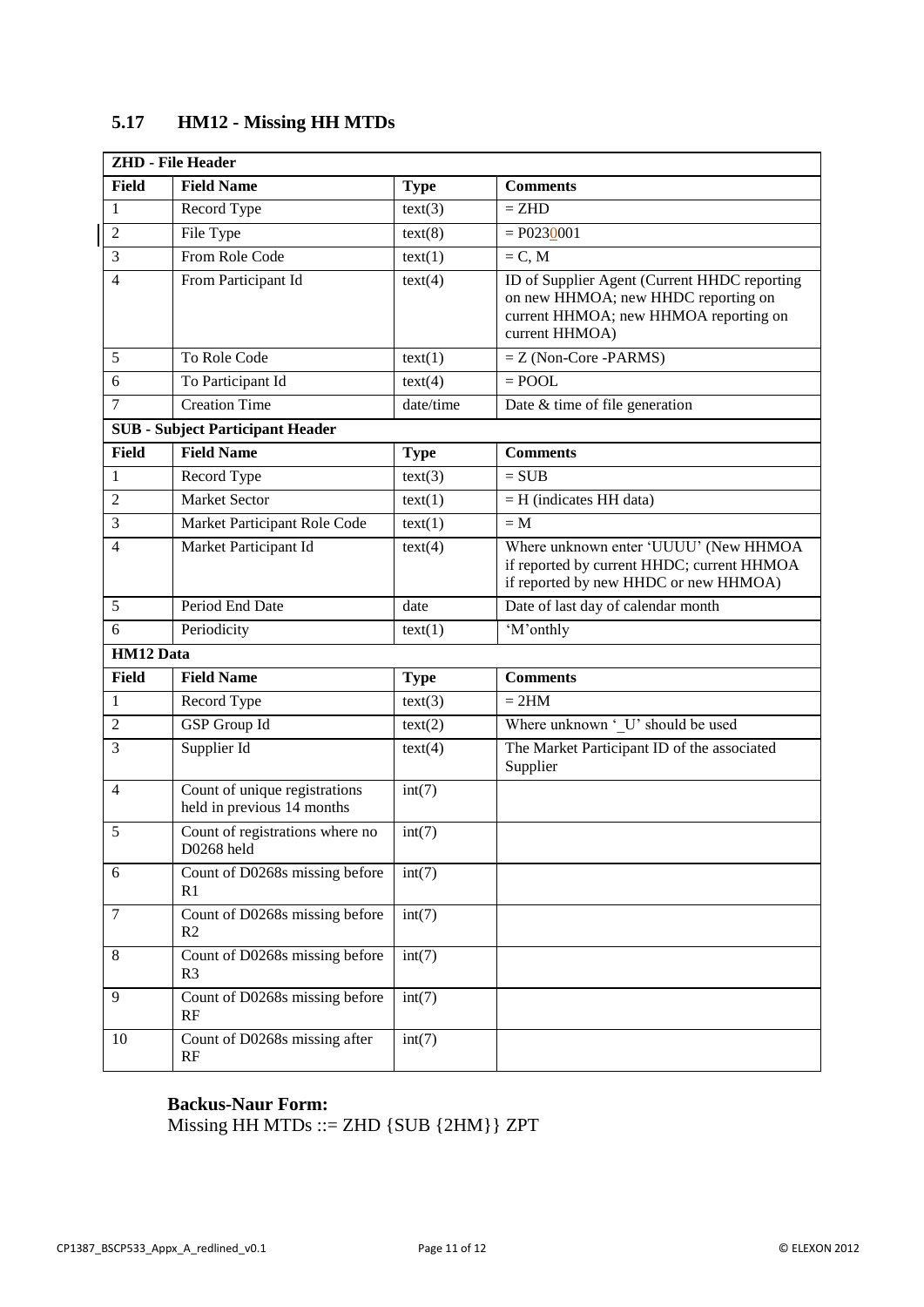## 5.17 HM12 - Missing HH MTDs

| **ZHD - File Header** | | | |
|---|---|---|---|
| **Field** | **Field Name** | **Type** | **Comments** |
| 1 | Record Type | text(3) | = ZHD |
| 2 | File Type | text(8) | = P0230001 |
| 3 | From Role Code | text(1) | = C, M |
| 4 | From Participant Id | text(4) | ID of Supplier Agent (Current HHDC reporting on new HHMOA; new HHDC reporting on current HHMOA; new HHMOA reporting on current HHMOA) |
| 5 | To Role Code | text(1) | = Z (Non-Core -PARMS) |
| 6 | To Participant Id | text(4) | = POOL |
| 7 | Creation Time | date/time | Date & time of file generation |
| **SUB - Subject Participant Header** | | | |
| **Field** | **Field Name** | **Type** | **Comments** |
| 1 | Record Type | text(3) | = SUB |
| 2 | Market Sector | text(1) | = H (indicates HH data) |
| 3 | Market Participant Role Code | text(1) | = M |
| 4 | Market Participant Id | text(4) | Where unknown enter 'UUUU' (New HHMOA if reported by current HHDC; current HHMOA if reported by new HHDC or new HHMOA) |
| 5 | Period End Date | date | Date of last day of calendar month |
| 6 | Periodicity | text(1) | 'M'onthly |
| **HM12 Data** | | | |
| **Field** | **Field Name** | **Type** | **Comments** |
| 1 | Record Type | text(3) | = 2HM |
| 2 | GSP Group Id | text(2) | Where unknown '_U' should be used |
| 3 | Supplier Id | text(4) | The Market Participant ID of the associated Supplier |
| 4 | Count of unique registrations held in previous 14 months | int(7) | |
| 5 | Count of registrations where no D0268 held | int(7) | |
| 6 | Count of D0268s missing before R1 | int(7) | |
| 7 | Count of D0268s missing before R2 | int(7) | |
| 8 | Count of D0268s missing before R3 | int(7) | |
| 9 | Count of D0268s missing before RF | int(7) | |
| 10 | Count of D0268s missing after RF | int(7) | |

**Backus-Naur Form:**

Missing HH MTDs ::= ZHD {SUB {2HM}} ZPT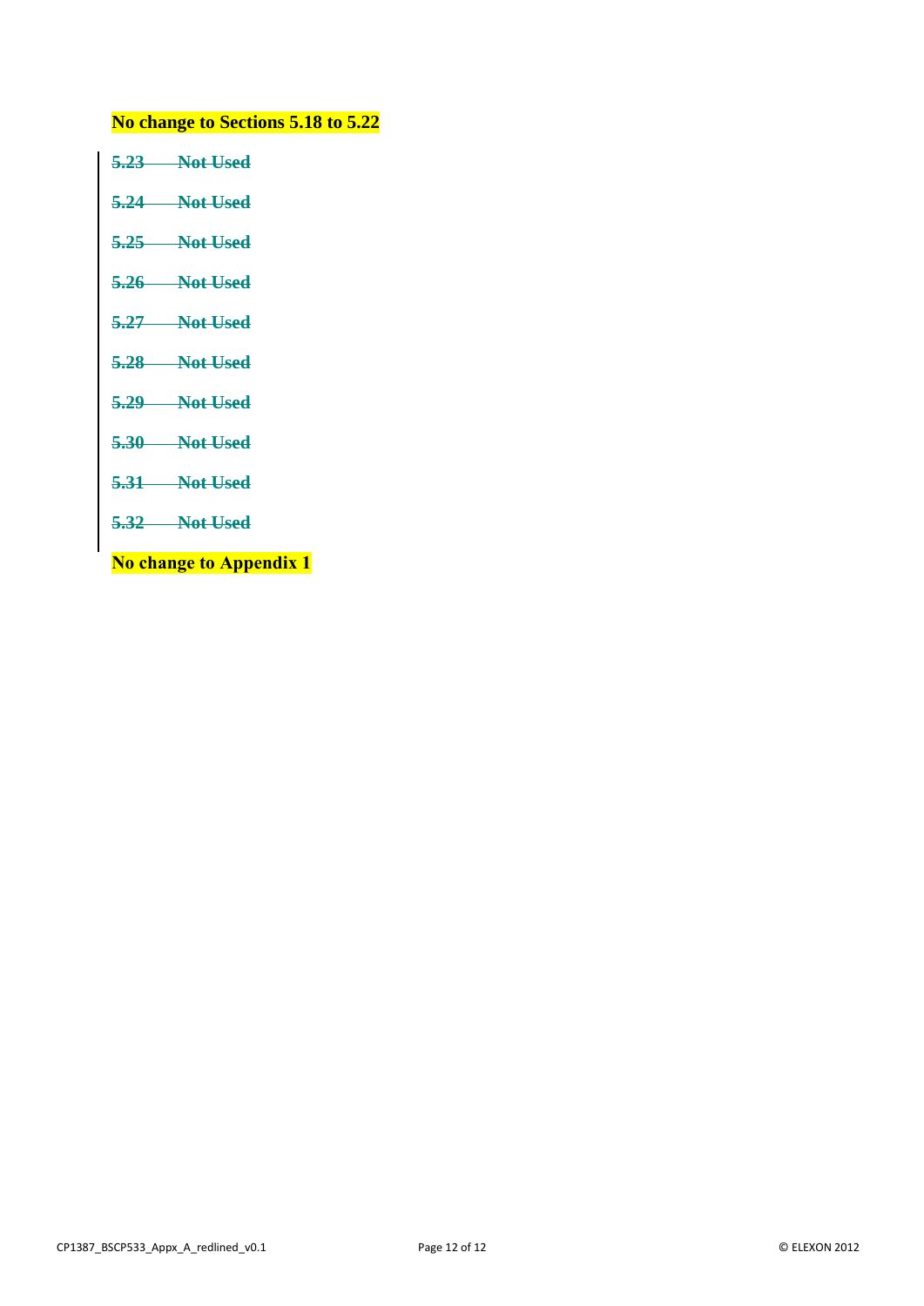**No change to Sections 5.18 to 5.22**

~~**5.23 Not Used**~~

~~**5.24 Not Used**~~

~~**5.25 Not Used**~~

~~**5.26 Not Used**~~

~~**5.27 Not Used**~~

~~**5.28 Not Used**~~

~~**5.29 Not Used**~~

~~**5.30 Not Used**~~

~~**5.31 Not Used**~~

~~**5.32 Not Used**~~

**No change to Appendix 1**